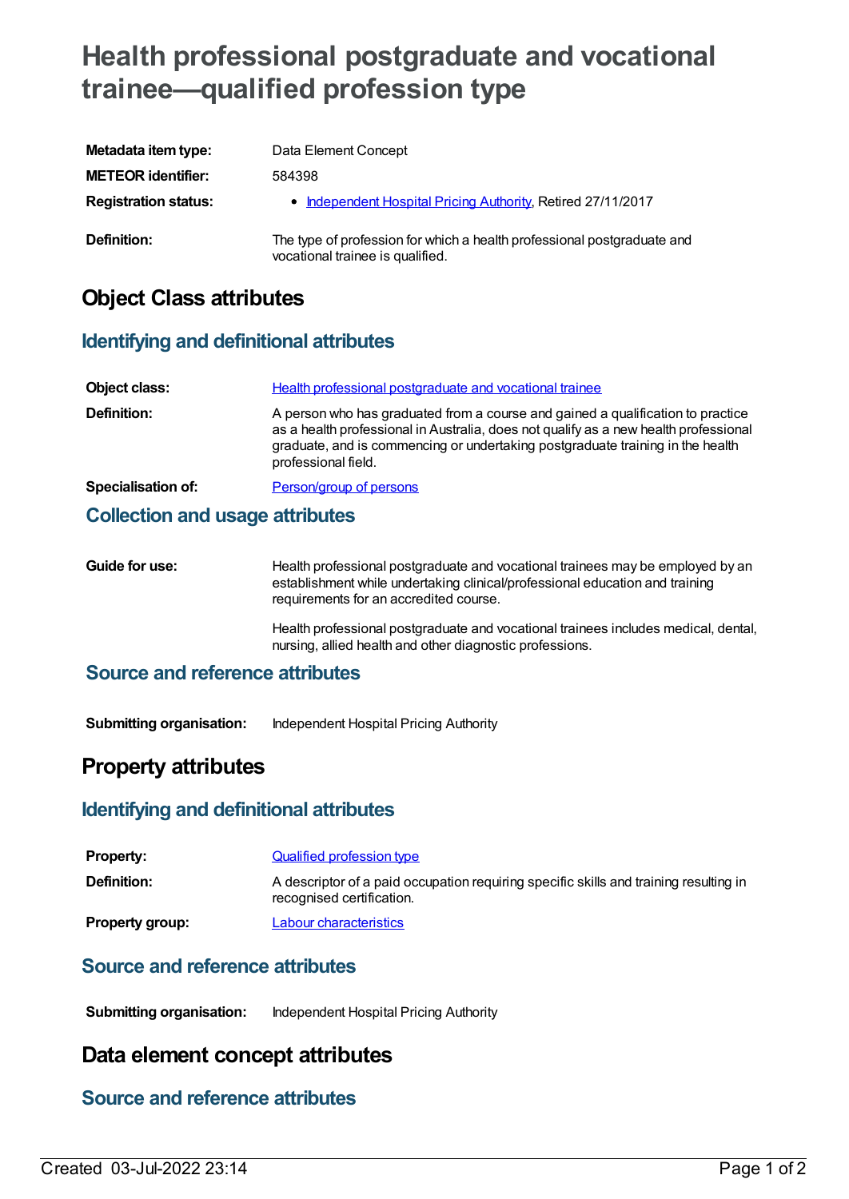# Health professional postgraduate and vocational trainee—qualified profession type

| | |
|---|---|
| **Metadata item type:** | Data Element Concept |
| **METEOR identifier:** | 584398 |
| **Registration status:** | • Independent Hospital Pricing Authority, Retired 27/11/2017 |
| **Definition:** | The type of profession for which a health professional postgraduate and vocational trainee is qualified. |

## Object Class attributes

### Identifying and definitional attributes

| | |
|---|---|
| **Object class:** | Health professional postgraduate and vocational trainee |
| **Definition:** | A person who has graduated from a course and gained a qualification to practice as a health professional in Australia, does not qualify as a new health professional graduate, and is commencing or undertaking postgraduate training in the health professional field. |
| **Specialisation of:** | Person/group of persons |

### Collection and usage attributes

**Guide for use:**

Health professional postgraduate and vocational trainees may be employed by an establishment while undertaking clinical/professional education and training requirements for an accredited course.

Health professional postgraduate and vocational trainees includes medical, dental, nursing, allied health and other diagnostic professions.

### Source and reference attributes

**Submitting organisation:** Independent Hospital Pricing Authority

## Property attributes

### Identifying and definitional attributes

| | |
|---|---|
| **Property:** | Qualified profession type |
| **Definition:** | A descriptor of a paid occupation requiring specific skills and training resulting in recognised certification. |
| **Property group:** | Labour characteristics |

### Source and reference attributes

**Submitting organisation:** Independent Hospital Pricing Authority

## Data element concept attributes

### Source and reference attributes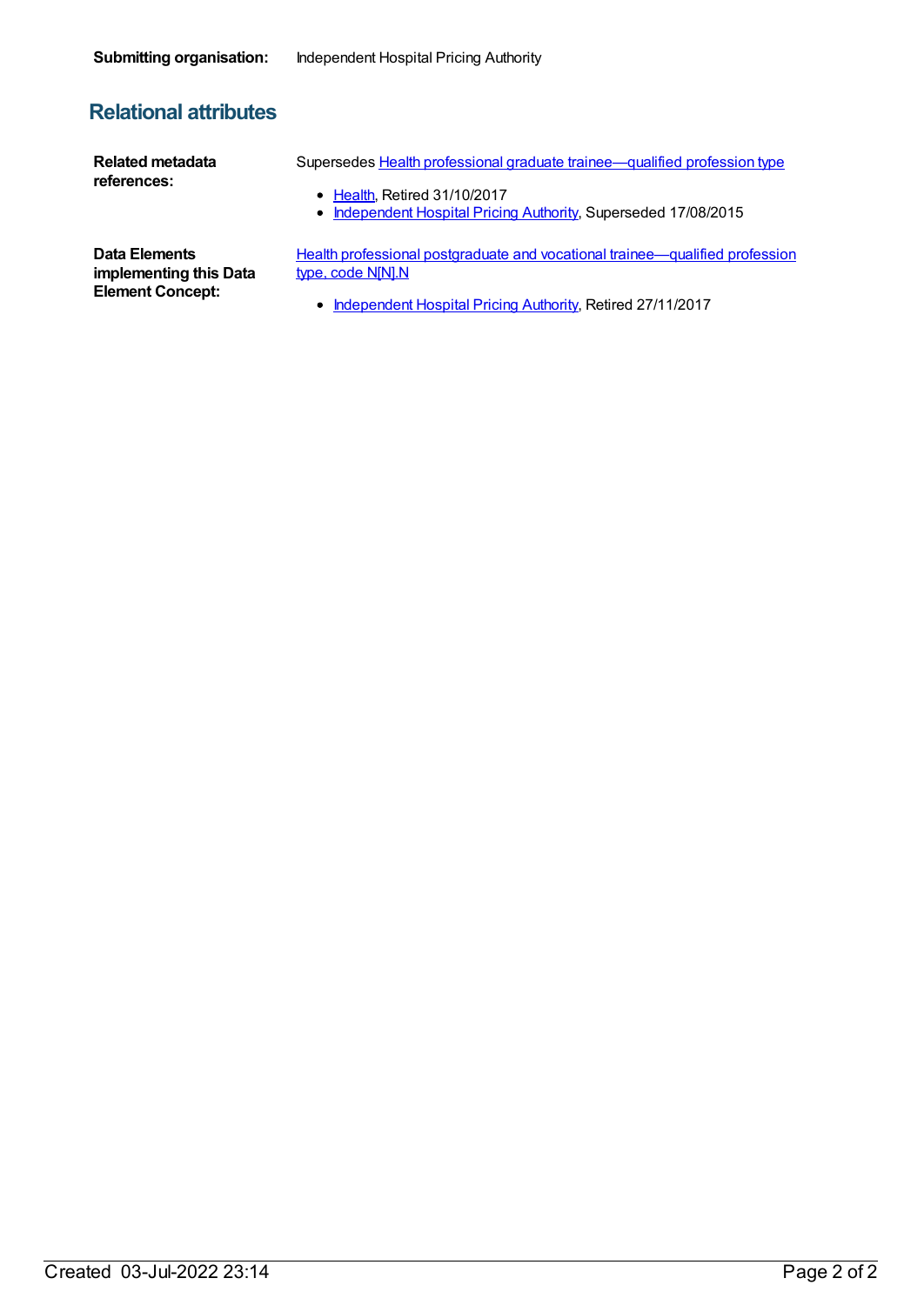**Submitting organisation:** Independent Hospital Pricing Authority

## Relational attributes

**Related metadata references:**

Supersedes Health professional graduate trainee—qualified profession type

- Health, Retired 31/10/2017
- Independent Hospital Pricing Authority, Superseded 17/08/2015

**Data Elements implementing this Data Element Concept:**

Health professional postgraduate and vocational trainee—qualified profession type, code N[N].N

- Independent Hospital Pricing Authority, Retired 27/11/2017